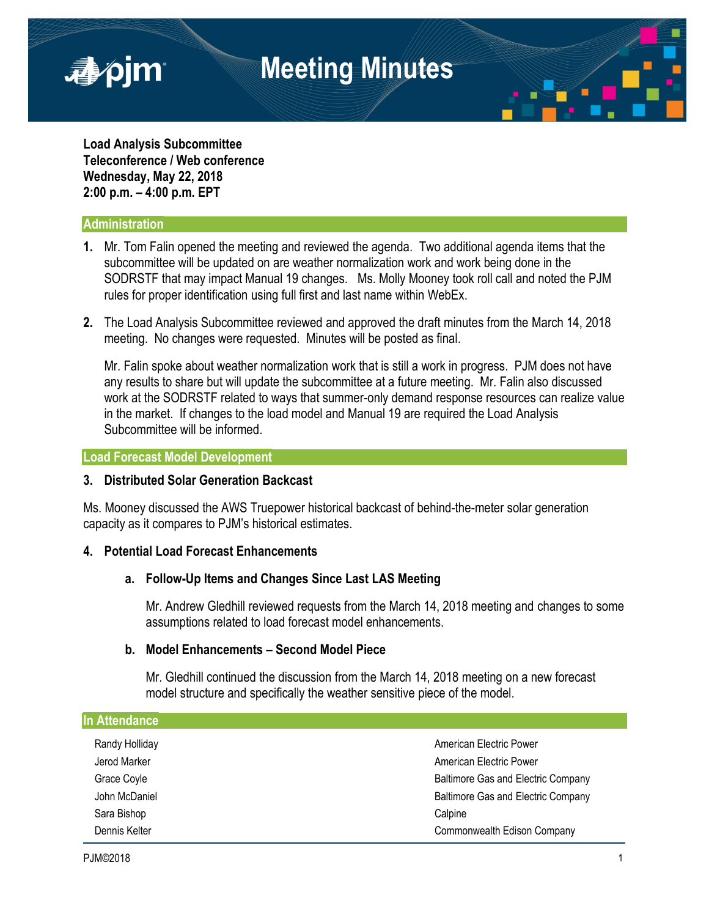# Meeting Minutes

**Load Analysis Subcommittee**
**Teleconference / Web conference**
**Wednesday, May 22, 2018**
**2:00 p.m. – 4:00 p.m. EPT**

## Administration

1. Mr. Tom Falin opened the meeting and reviewed the agenda. Two additional agenda items that the subcommittee will be updated on are weather normalization work and work being done in the SODRSTF that may impact Manual 19 changes. Ms. Molly Mooney took roll call and noted the PJM rules for proper identification using full first and last name within WebEx.

2. The Load Analysis Subcommittee reviewed and approved the draft minutes from the March 14, 2018 meeting. No changes were requested. Minutes will be posted as final.

   Mr. Falin spoke about weather normalization work that is still a work in progress. PJM does not have any results to share but will update the subcommittee at a future meeting. Mr. Falin also discussed work at the SODRSTF related to ways that summer-only demand response resources can realize value in the market. If changes to the load model and Manual 19 are required the Load Analysis Subcommittee will be informed.

## Load Forecast Model Development

### 3. Distributed Solar Generation Backcast

Ms. Mooney discussed the AWS Truepower historical backcast of behind-the-meter solar generation capacity as it compares to PJM's historical estimates.

### 4. Potential Load Forecast Enhancements

#### a. Follow-Up Items and Changes Since Last LAS Meeting

Mr. Andrew Gledhill reviewed requests from the March 14, 2018 meeting and changes to some assumptions related to load forecast model enhancements.

#### b. Model Enhancements – Second Model Piece

Mr. Gledhill continued the discussion from the March 14, 2018 meeting on a new forecast model structure and specifically the weather sensitive piece of the model.

## In Attendance

| | |
|---|---|
| Randy Holliday | American Electric Power |
| Jerod Marker | American Electric Power |
| Grace Coyle | Baltimore Gas and Electric Company |
| John McDaniel | Baltimore Gas and Electric Company |
| Sara Bishop | Calpine |
| Dennis Kelter | Commonwealth Edison Company |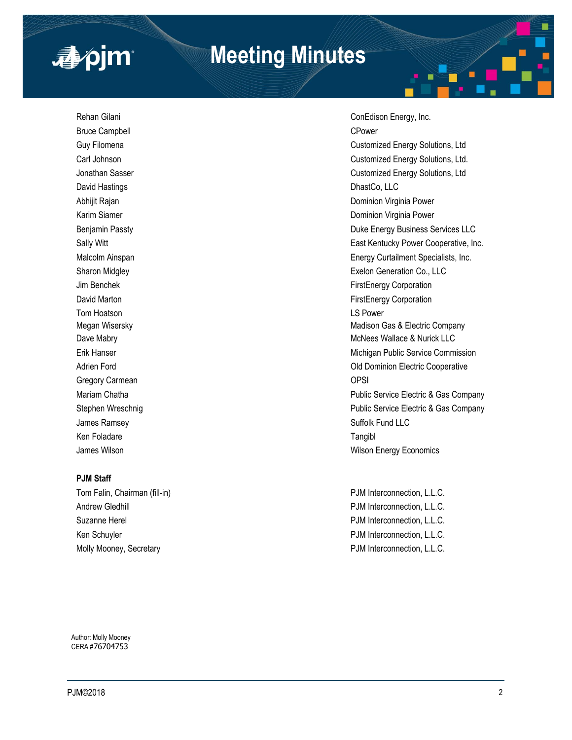| | |
|---|---|
| Rehan Gilani | ConEdison Energy, Inc. |
| Bruce Campbell | CPower |
| Guy Filomena | Customized Energy Solutions, Ltd |
| Carl Johnson | Customized Energy Solutions, Ltd. |
| Jonathan Sasser | Customized Energy Solutions, Ltd |
| David Hastings | DhastCo, LLC |
| Abhijit Rajan | Dominion Virginia Power |
| Karim Siamer | Dominion Virginia Power |
| Benjamin Passty | Duke Energy Business Services LLC |
| Sally Witt | East Kentucky Power Cooperative, Inc. |
| Malcolm Ainspan | Energy Curtailment Specialists, Inc. |
| Sharon Midgley | Exelon Generation Co., LLC |
| Jim Benchek | FirstEnergy Corporation |
| David Marton | FirstEnergy Corporation |
| Tom Hoatson | LS Power |
| Megan Wisersky | Madison Gas & Electric Company |
| Dave Mabry | McNees Wallace & Nurick LLC |
| Erik Hanser | Michigan Public Service Commission |
| Adrien Ford | Old Dominion Electric Cooperative |
| Gregory Carmean | OPSI |
| Mariam Chatha | Public Service Electric & Gas Company |
| Stephen Wreschnig | Public Service Electric & Gas Company |
| James Ramsey | Suffolk Fund LLC |
| Ken Foladare | Tangibl |
| James Wilson | Wilson Energy Economics |

**PJM Staff**

| | |
|---|---|
| Tom Falin, Chairman (fill-in) | PJM Interconnection, L.L.C. |
| Andrew Gledhill | PJM Interconnection, L.L.C. |
| Suzanne Herel | PJM Interconnection, L.L.C. |
| Ken Schuyler | PJM Interconnection, L.L.C. |
| Molly Mooney, Secretary | PJM Interconnection, L.L.C. |

Author: Molly Mooney
CERA #76704753

PJM©2018